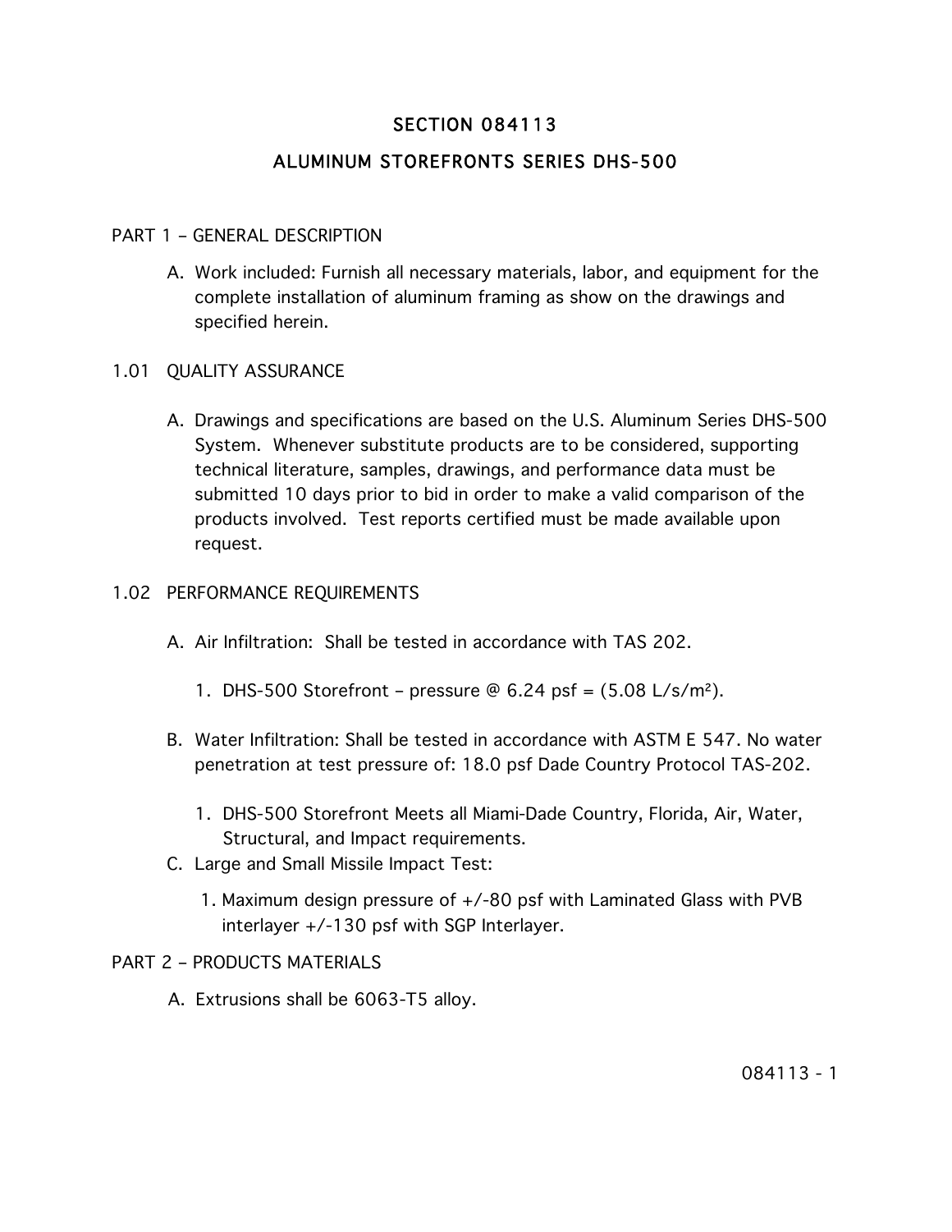# SECTION 084113

# ALUMINUM STOREFRONTS SERIES DHS-500

## PART 1 – GENERAL DESCRIPTION

A. Work included: Furnish all necessary materials, labor, and equipment for the complete installation of aluminum framing as show on the drawings and specified herein.

### 1.01 QUALITY ASSURANCE

A. Drawings and specifications are based on the U.S. Aluminum Series DHS-500 System. Whenever substitute products are to be considered, supporting technical literature, samples, drawings, and performance data must be submitted 10 days prior to bid in order to make a valid comparison of the products involved. Test reports certified must be made available upon request.

### 1.02 PERFORMANCE REQUIREMENTS

A. Air Infiltration: Shall be tested in accordance with TAS 202.

1. DHS-500 Storefront – pressure @ 6.24 psf = (5.08 L/s/$m^2$).

B. Water Infiltration: Shall be tested in accordance with ASTM E 547. No water penetration at test pressure of: 18.0 psf Dade Country Protocol TAS-202.

1. DHS-500 Storefront Meets all Miami-Dade Country, Florida, Air, Water, Structural, and Impact requirements.

C. Large and Small Missile Impact Test:

1. Maximum design pressure of +/-80 psf with Laminated Glass with PVB interlayer +/-130 psf with SGP Interlayer.

## PART 2 – PRODUCTS MATERIALS

A. Extrusions shall be 6063-T5 alloy.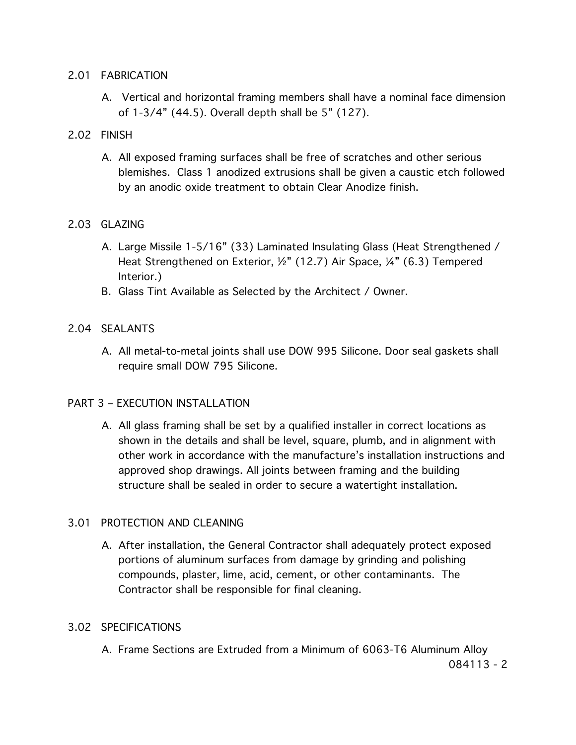## 2.01 FABRICATION

A. Vertical and horizontal framing members shall have a nominal face dimension of 1-3/4” (44.5). Overall depth shall be 5” (127).

## 2.02 FINISH

A. All exposed framing surfaces shall be free of scratches and other serious blemishes. Class 1 anodized extrusions shall be given a caustic etch followed by an anodic oxide treatment to obtain Clear Anodize finish.

## 2.03 GLAZING

A. Large Missile 1-5/16” (33) Laminated Insulating Glass (Heat Strengthened / Heat Strengthened on Exterior, ½” (12.7) Air Space, ¼” (6.3) Tempered Interior.)

B. Glass Tint Available as Selected by the Architect / Owner.

## 2.04 SEALANTS

A. All metal-to-metal joints shall use DOW 995 Silicone. Door seal gaskets shall require small DOW 795 Silicone.

# PART 3 – EXECUTION INSTALLATION

A. All glass framing shall be set by a qualified installer in correct locations as shown in the details and shall be level, square, plumb, and in alignment with other work in accordance with the manufacture’s installation instructions and approved shop drawings. All joints between framing and the building structure shall be sealed in order to secure a watertight installation.

## 3.01 PROTECTION AND CLEANING

A. After installation, the General Contractor shall adequately protect exposed portions of aluminum surfaces from damage by grinding and polishing compounds, plaster, lime, acid, cement, or other contaminants. The Contractor shall be responsible for final cleaning.

## 3.02 SPECIFICATIONS

A. Frame Sections are Extruded from a Minimum of 6063-T6 Aluminum Alloy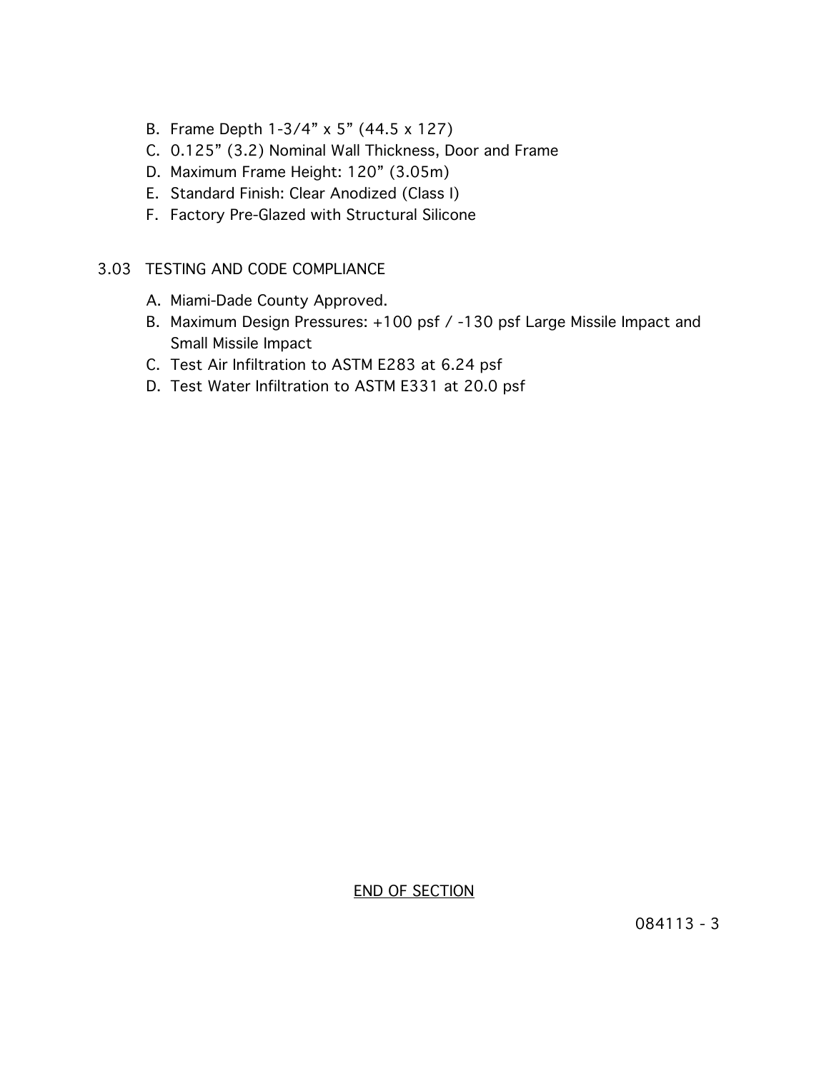B. Frame Depth 1-3/4" x 5" (44.5 x 127)

C. 0.125" (3.2) Nominal Wall Thickness, Door and Frame

D. Maximum Frame Height: 120" (3.05m)

E. Standard Finish: Clear Anodized (Class I)

F. Factory Pre-Glazed with Structural Silicone

## 3.03 TESTING AND CODE COMPLIANCE

A. Miami-Dade County Approved.

B. Maximum Design Pressures: +100 psf / -130 psf Large Missile Impact and Small Missile Impact

C. Test Air Infiltration to ASTM E283 at 6.24 psf

D. Test Water Infiltration to ASTM E331 at 20.0 psf

END OF SECTION

084113 - 3